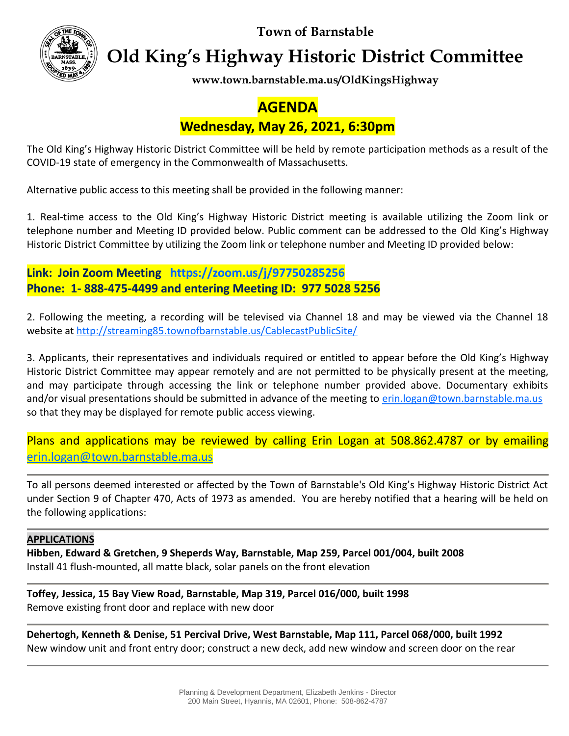**Town of Barnstable**

# Old King's Highway Historic District Committee

**www.town.barnstable.ma.us/OldKingsHighway**

## AGENDA

### Wednesday, May 26, 2021, 6:30pm

The Old King's Highway Historic District Committee will be held by remote participation methods as a result of the COVID-19 state of emergency in the Commonwealth of Massachusetts.

Alternative public access to this meeting shall be provided in the following manner:

1. Real-time access to the Old King's Highway Historic District meeting is available utilizing the Zoom link or telephone number and Meeting ID provided below. Public comment can be addressed to the Old King's Highway Historic District Committee by utilizing the Zoom link or telephone number and Meeting ID provided below:

**Link: Join Zoom Meeting https://zoom.us/j/97750285256**
**Phone: 1- 888-475-4499 and entering Meeting ID: 977 5028 5256**

2. Following the meeting, a recording will be televised via Channel 18 and may be viewed via the Channel 18 website at http://streaming85.townofbarnstable.us/CablecastPublicSite/

3. Applicants, their representatives and individuals required or entitled to appear before the Old King's Highway Historic District Committee may appear remotely and are not permitted to be physically present at the meeting, and may participate through accessing the link or telephone number provided above. Documentary exhibits and/or visual presentations should be submitted in advance of the meeting to erin.logan@town.barnstable.ma.us so that they may be displayed for remote public access viewing.

Plans and applications may be reviewed by calling Erin Logan at 508.862.4787 or by emailing erin.logan@town.barnstable.ma.us

---

To all persons deemed interested or affected by the Town of Barnstable's Old King's Highway Historic District Act under Section 9 of Chapter 470, Acts of 1973 as amended. You are hereby notified that a hearing will be held on the following applications:

---

**APPLICATIONS**

**Hibben, Edward & Gretchen, 9 Sheperds Way, Barnstable, Map 259, Parcel 001/004, built 2008**
Install 41 flush-mounted, all matte black, solar panels on the front elevation

---

**Toffey, Jessica, 15 Bay View Road, Barnstable, Map 319, Parcel 016/000, built 1998**
Remove existing front door and replace with new door

---

**Dehertogh, Kenneth & Denise, 51 Percival Drive, West Barnstable, Map 111, Parcel 068/000, built 1992**
New window unit and front entry door; construct a new deck, add new window and screen door on the rear

---

Planning & Development Department, Elizabeth Jenkins - Director
200 Main Street, Hyannis, MA 02601, Phone: 508-862-4787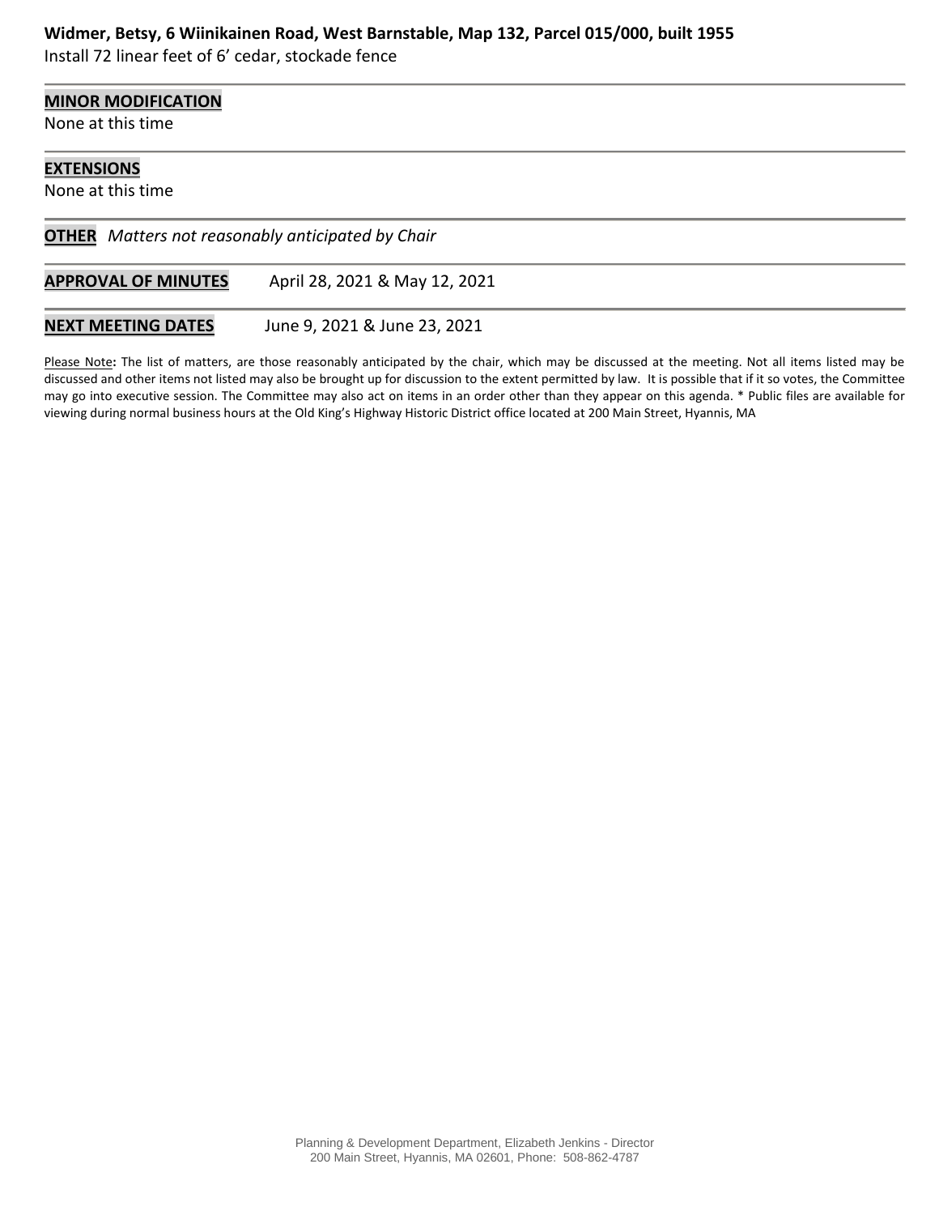**Widmer, Betsy, 6 Wiinikainen Road, West Barnstable, Map 132, Parcel 015/000, built 1955**
Install 72 linear feet of 6' cedar, stockade fence

---

**MINOR MODIFICATION**
None at this time

---

**EXTENSIONS**
None at this time

---

**OTHER** *Matters not reasonably anticipated by Chair*

---

**APPROVAL OF MINUTES** April 28, 2021 & May 12, 2021

---

**NEXT MEETING DATES** June 9, 2021 & June 23, 2021

Please Note**:** The list of matters, are those reasonably anticipated by the chair, which may be discussed at the meeting. Not all items listed may be discussed and other items not listed may also be brought up for discussion to the extent permitted by law. It is possible that if it so votes, the Committee may go into executive session. The Committee may also act on items in an order other than they appear on this agenda. * Public files are available for viewing during normal business hours at the Old King's Highway Historic District office located at 200 Main Street, Hyannis, MA

Planning & Development Department, Elizabeth Jenkins - Director
200 Main Street, Hyannis, MA 02601, Phone: 508-862-4787